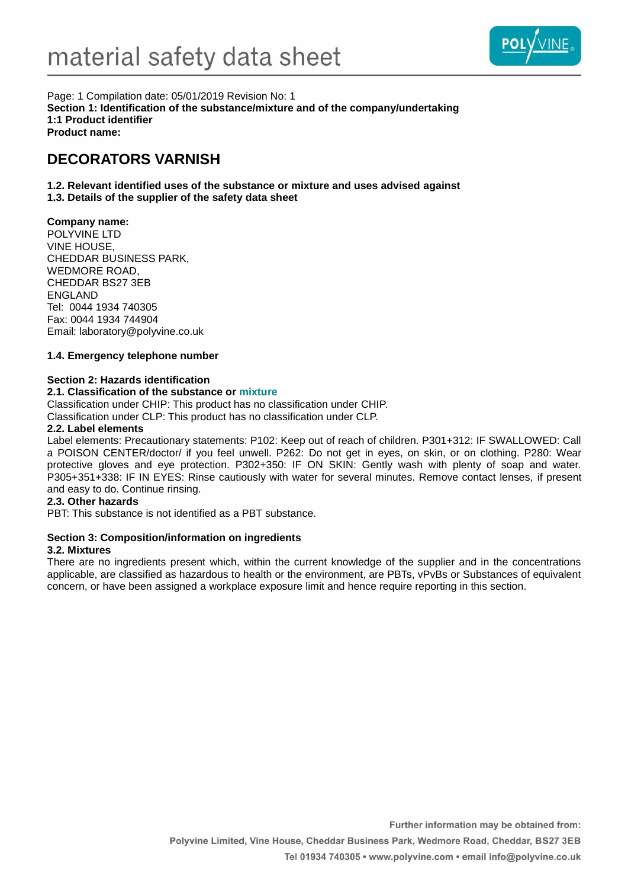# material safety data sheet

Page: 1 Compilation date: 05/01/2019 Revision No: 1

**Section 1: Identification of the substance/mixture and of the company/undertaking**

**1:1 Product identifier**

**Product name:**

## DECORATORS VARNISH

**1.2. Relevant identified uses of the substance or mixture and uses advised against**

**1.3. Details of the supplier of the safety data sheet**

**Company name:**

POLYVINE LTD
VINE HOUSE,
CHEDDAR BUSINESS PARK,
WEDMORE ROAD,
CHEDDAR BS27 3EB
ENGLAND
Tel: 0044 1934 740305
Fax: 0044 1934 744904
Email: laboratory@polyvine.co.uk

**1.4. Emergency telephone number**

**Section 2: Hazards identification**

**2.1. Classification of the substance or mixture**

Classification under CHIP: This product has no classification under CHIP.
Classification under CLP: This product has no classification under CLP.

**2.2. Label elements**

Label elements: Precautionary statements: P102: Keep out of reach of children. P301+312: IF SWALLOWED: Call a POISON CENTER/doctor/ if you feel unwell. P262: Do not get in eyes, on skin, or on clothing. P280: Wear protective gloves and eye protection. P302+350: IF ON SKIN: Gently wash with plenty of soap and water. P305+351+338: IF IN EYES: Rinse cautiously with water for several minutes. Remove contact lenses, if present and easy to do. Continue rinsing.

**2.3. Other hazards**

PBT: This substance is not identified as a PBT substance.

**Section 3: Composition/information on ingredients**

**3.2. Mixtures**

There are no ingredients present which, within the current knowledge of the supplier and in the concentrations applicable, are classified as hazardous to health or the environment, are PBTs, vPvBs or Substances of equivalent concern, or have been assigned a workplace exposure limit and hence require reporting in this section.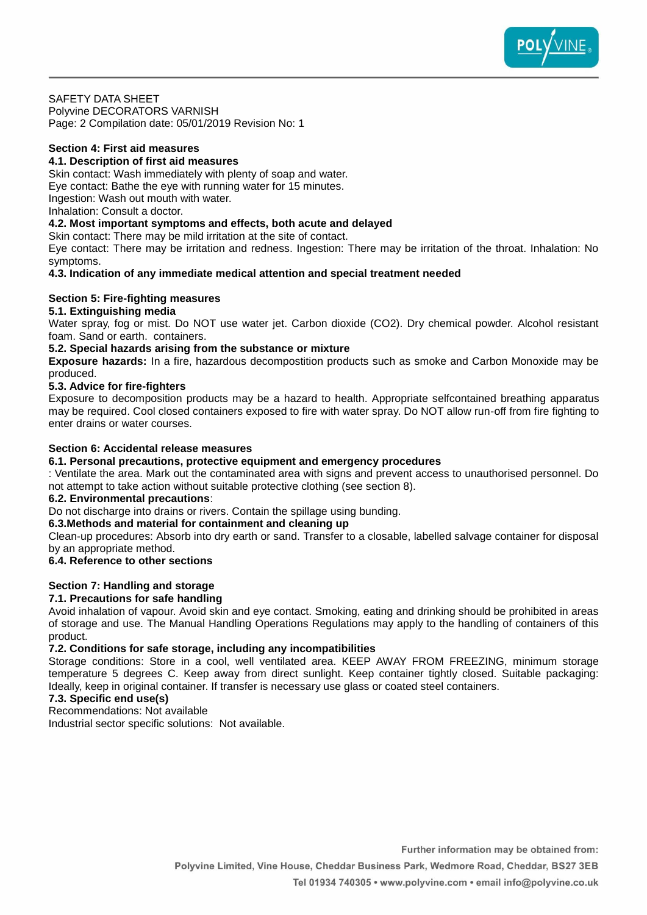SAFETY DATA SHEET
Polyvine DECORATORS VARNISH
Page: 2 Compilation date: 05/01/2019 Revision No: 1

## Section 4: First aid measures

### 4.1. Description of first aid measures

Skin contact: Wash immediately with plenty of soap and water.
Eye contact: Bathe the eye with running water for 15 minutes.
Ingestion: Wash out mouth with water.
Inhalation: Consult a doctor.

### 4.2. Most important symptoms and effects, both acute and delayed

Skin contact: There may be mild irritation at the site of contact.
Eye contact: There may be irritation and redness. Ingestion: There may be irritation of the throat. Inhalation: No symptoms.

### 4.3. Indication of any immediate medical attention and special treatment needed

## Section 5: Fire-fighting measures

### 5.1. Extinguishing media

Water spray, fog or mist. Do NOT use water jet. Carbon dioxide ($CO_2$). Dry chemical powder. Alcohol resistant foam. Sand or earth. containers.

### 5.2. Special hazards arising from the substance or mixture

**Exposure hazards:** In a fire, hazardous decompostition products such as smoke and Carbon Monoxide may be produced.

### 5.3. Advice for fire-fighters

Exposure to decomposition products may be a hazard to health. Appropriate selfcontained breathing apparatus may be required. Cool closed containers exposed to fire with water spray. Do NOT allow run-off from fire fighting to enter drains or water courses.

## Section 6: Accidental release measures

### 6.1. Personal precautions, protective equipment and emergency procedures

: Ventilate the area. Mark out the contaminated area with signs and prevent access to unauthorised personnel. Do not attempt to take action without suitable protective clothing (see section 8).

### 6.2. Environmental precautions:

Do not discharge into drains or rivers. Contain the spillage using bunding.

### 6.3.Methods and material for containment and cleaning up

Clean-up procedures: Absorb into dry earth or sand. Transfer to a closable, labelled salvage container for disposal by an appropriate method.

### 6.4. Reference to other sections

## Section 7: Handling and storage

### 7.1. Precautions for safe handling

Avoid inhalation of vapour. Avoid skin and eye contact. Smoking, eating and drinking should be prohibited in areas of storage and use. The Manual Handling Operations Regulations may apply to the handling of containers of this product.

### 7.2. Conditions for safe storage, including any incompatibilities

Storage conditions: Store in a cool, well ventilated area. KEEP AWAY FROM FREEZING, minimum storage temperature 5 degrees C. Keep away from direct sunlight. Keep container tightly closed. Suitable packaging: Ideally, keep in original container. If transfer is necessary use glass or coated steel containers.

### 7.3. Specific end use(s)

Recommendations: Not available
Industrial sector specific solutions: Not available.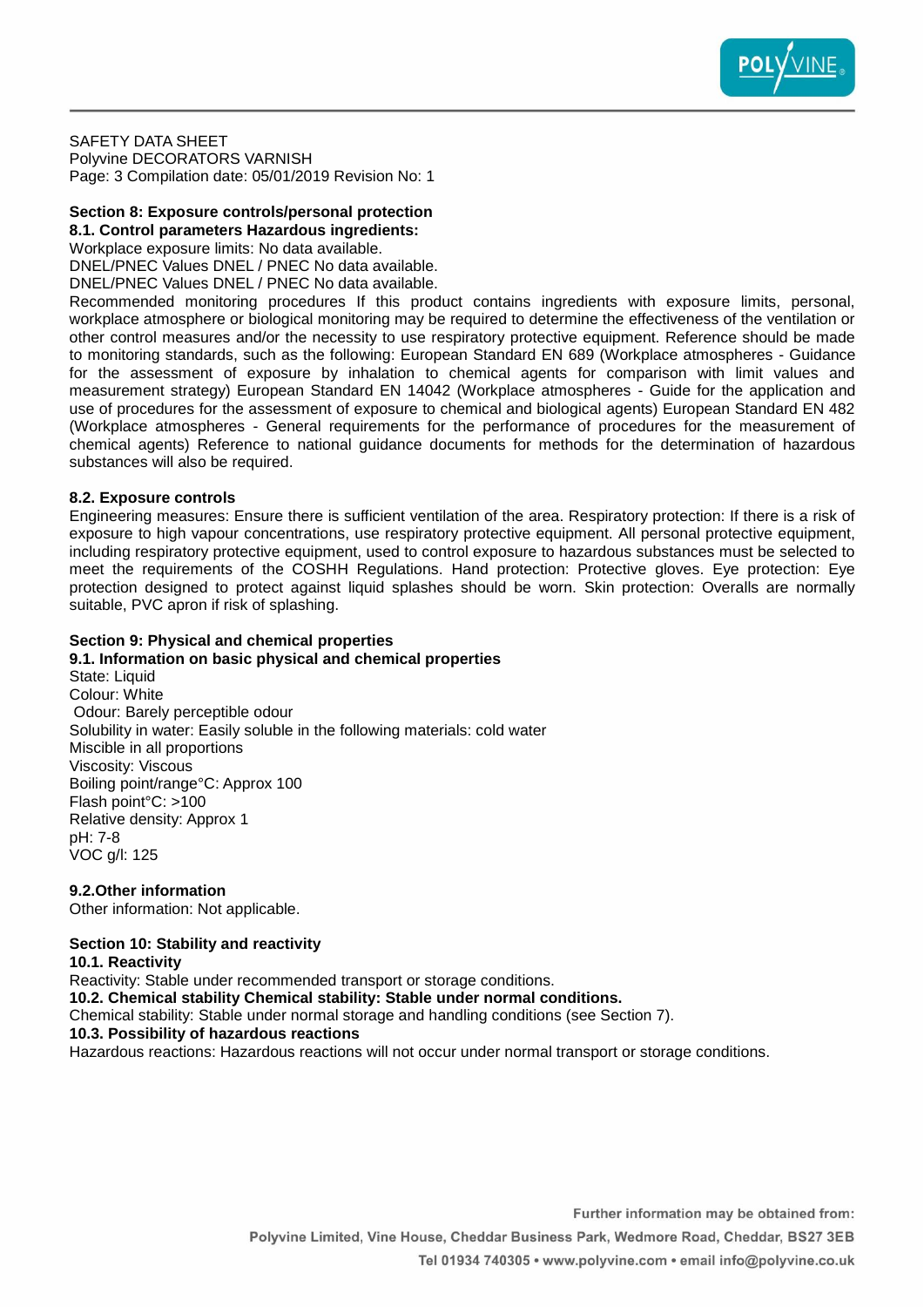SAFETY DATA SHEET
Polyvine DECORATORS VARNISH
Page: 3 Compilation date: 05/01/2019 Revision No: 1

**Section 8: Exposure controls/personal protection**

**8.1. Control parameters Hazardous ingredients:**

Workplace exposure limits: No data available.
DNEL/PNEC Values DNEL / PNEC No data available.
DNEL/PNEC Values DNEL / PNEC No data available.
Recommended monitoring procedures If this product contains ingredients with exposure limits, personal, workplace atmosphere or biological monitoring may be required to determine the effectiveness of the ventilation or other control measures and/or the necessity to use respiratory protective equipment. Reference should be made to monitoring standards, such as the following: European Standard EN 689 (Workplace atmospheres - Guidance for the assessment of exposure by inhalation to chemical agents for comparison with limit values and measurement strategy) European Standard EN 14042 (Workplace atmospheres - Guide for the application and use of procedures for the assessment of exposure to chemical and biological agents) European Standard EN 482 (Workplace atmospheres - General requirements for the performance of procedures for the measurement of chemical agents) Reference to national guidance documents for methods for the determination of hazardous substances will also be required.

**8.2. Exposure controls**

Engineering measures: Ensure there is sufficient ventilation of the area. Respiratory protection: If there is a risk of exposure to high vapour concentrations, use respiratory protective equipment. All personal protective equipment, including respiratory protective equipment, used to control exposure to hazardous substances must be selected to meet the requirements of the COSHH Regulations. Hand protection: Protective gloves. Eye protection: Eye protection designed to protect against liquid splashes should be worn. Skin protection: Overalls are normally suitable, PVC apron if risk of splashing.

**Section 9: Physical and chemical properties**

**9.1. Information on basic physical and chemical properties**

State: Liquid
Colour: White
Odour: Barely perceptible odour
Solubility in water: Easily soluble in the following materials: cold water
Miscible in all proportions
Viscosity: Viscous
Boiling point/range°C: Approx 100
Flash point°C: >100
Relative density: Approx 1
pH: 7-8
VOC g/l: 125

**9.2.Other information**

Other information: Not applicable.

**Section 10: Stability and reactivity**

**10.1. Reactivity**

Reactivity: Stable under recommended transport or storage conditions.

**10.2. Chemical stability Chemical stability: Stable under normal conditions.**

Chemical stability: Stable under normal storage and handling conditions (see Section 7).

**10.3. Possibility of hazardous reactions**

Hazardous reactions: Hazardous reactions will not occur under normal transport or storage conditions.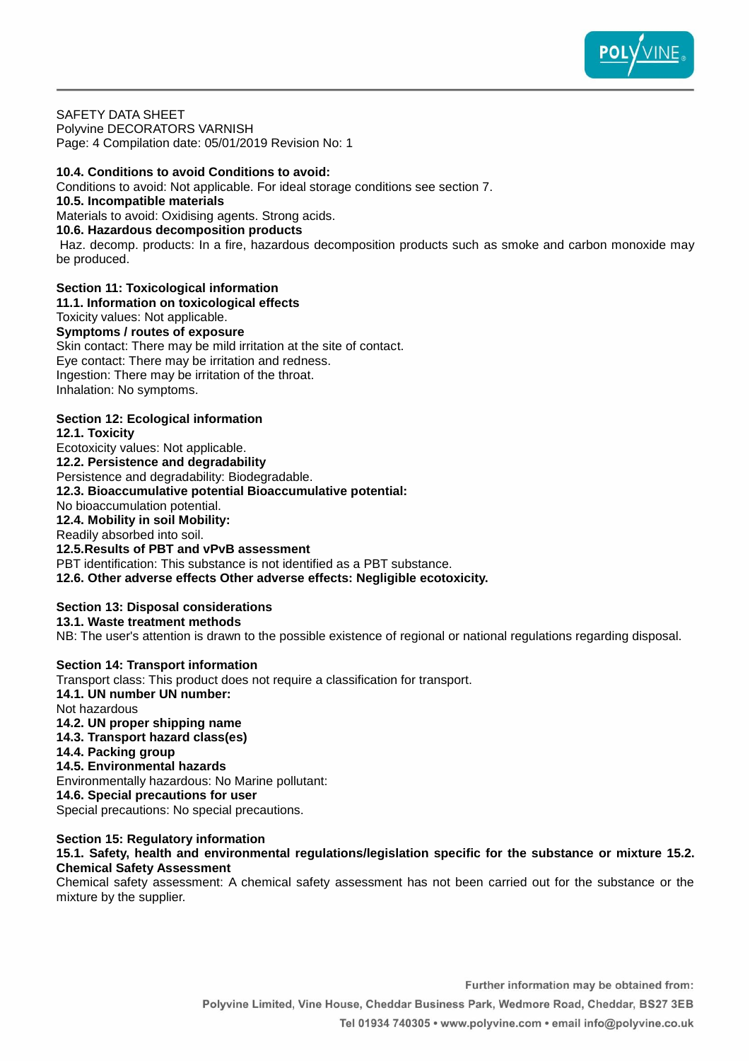SAFETY DATA SHEET
Polyvine DECORATORS VARNISH
Page: 4 Compilation date: 05/01/2019 Revision No: 1

**10.4. Conditions to avoid Conditions to avoid:**

Conditions to avoid: Not applicable. For ideal storage conditions see section 7.

**10.5. Incompatible materials**

Materials to avoid: Oxidising agents. Strong acids.

**10.6. Hazardous decomposition products**

Haz. decomp. products: In a fire, hazardous decomposition products such as smoke and carbon monoxide may be produced.

## Section 11: Toxicological information

**11.1. Information on toxicological effects**

Toxicity values: Not applicable.

**Symptoms / routes of exposure**

Skin contact: There may be mild irritation at the site of contact.
Eye contact: There may be irritation and redness.
Ingestion: There may be irritation of the throat.
Inhalation: No symptoms.

## Section 12: Ecological information

**12.1. Toxicity**

Ecotoxicity values: Not applicable.

**12.2. Persistence and degradability**

Persistence and degradability: Biodegradable.

**12.3. Bioaccumulative potential Bioaccumulative potential:**

No bioaccumulation potential.

**12.4. Mobility in soil Mobility:**

Readily absorbed into soil.

**12.5.Results of PBT and vPvB assessment**

PBT identification: This substance is not identified as a PBT substance.

**12.6. Other adverse effects Other adverse effects: Negligible ecotoxicity.**

## Section 13: Disposal considerations

**13.1. Waste treatment methods**

NB: The user's attention is drawn to the possible existence of regional or national regulations regarding disposal.

## Section 14: Transport information

Transport class: This product does not require a classification for transport.

**14.1. UN number UN number:**

Not hazardous

**14.2. UN proper shipping name**

**14.3. Transport hazard class(es)**

**14.4. Packing group**

**14.5. Environmental hazards**

Environmentally hazardous: No Marine pollutant:

**14.6. Special precautions for user**

Special precautions: No special precautions.

## Section 15: Regulatory information

**15.1. Safety, health and environmental regulations/legislation specific for the substance or mixture 15.2. Chemical Safety Assessment**

Chemical safety assessment: A chemical safety assessment has not been carried out for the substance or the mixture by the supplier.

Further information may be obtained from:
Polyvine Limited, Vine House, Cheddar Business Park, Wedmore Road, Cheddar, BS27 3EB
Tel 01934 740305 • www.polyvine.com • email info@polyvine.co.uk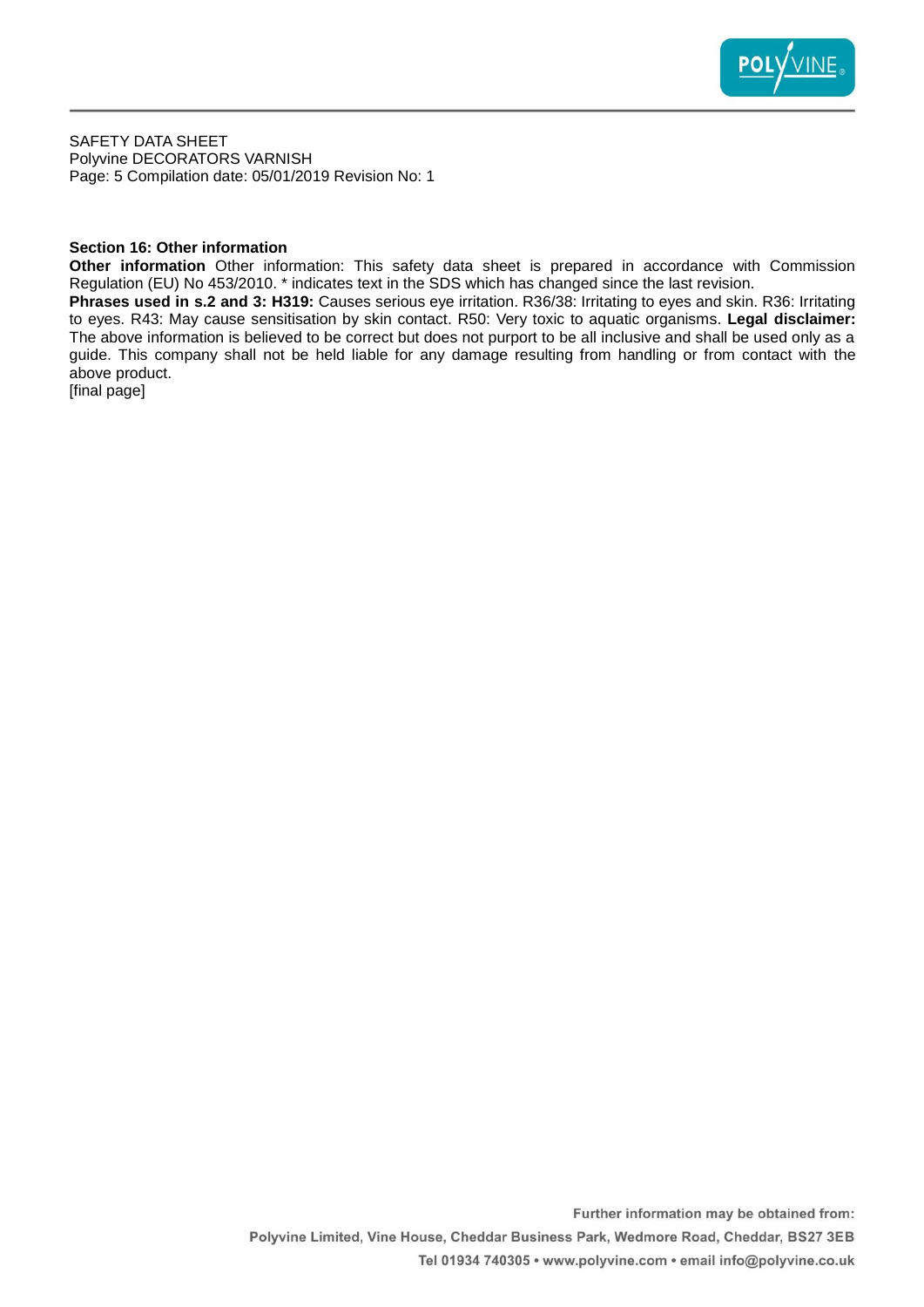## Section 16: Other information

**Other information** Other information: This safety data sheet is prepared in accordance with Commission Regulation (EU) No 453/2010. * indicates text in the SDS which has changed since the last revision.

**Phrases used in s.2 and 3: H319:** Causes serious eye irritation. R36/38: Irritating to eyes and skin. R36: Irritating to eyes. R43: May cause sensitisation by skin contact. R50: Very toxic to aquatic organisms. **Legal disclaimer:** The above information is believed to be correct but does not purport to be all inclusive and shall be used only as a guide. This company shall not be held liable for any damage resulting from handling or from contact with the above product.

[final page]